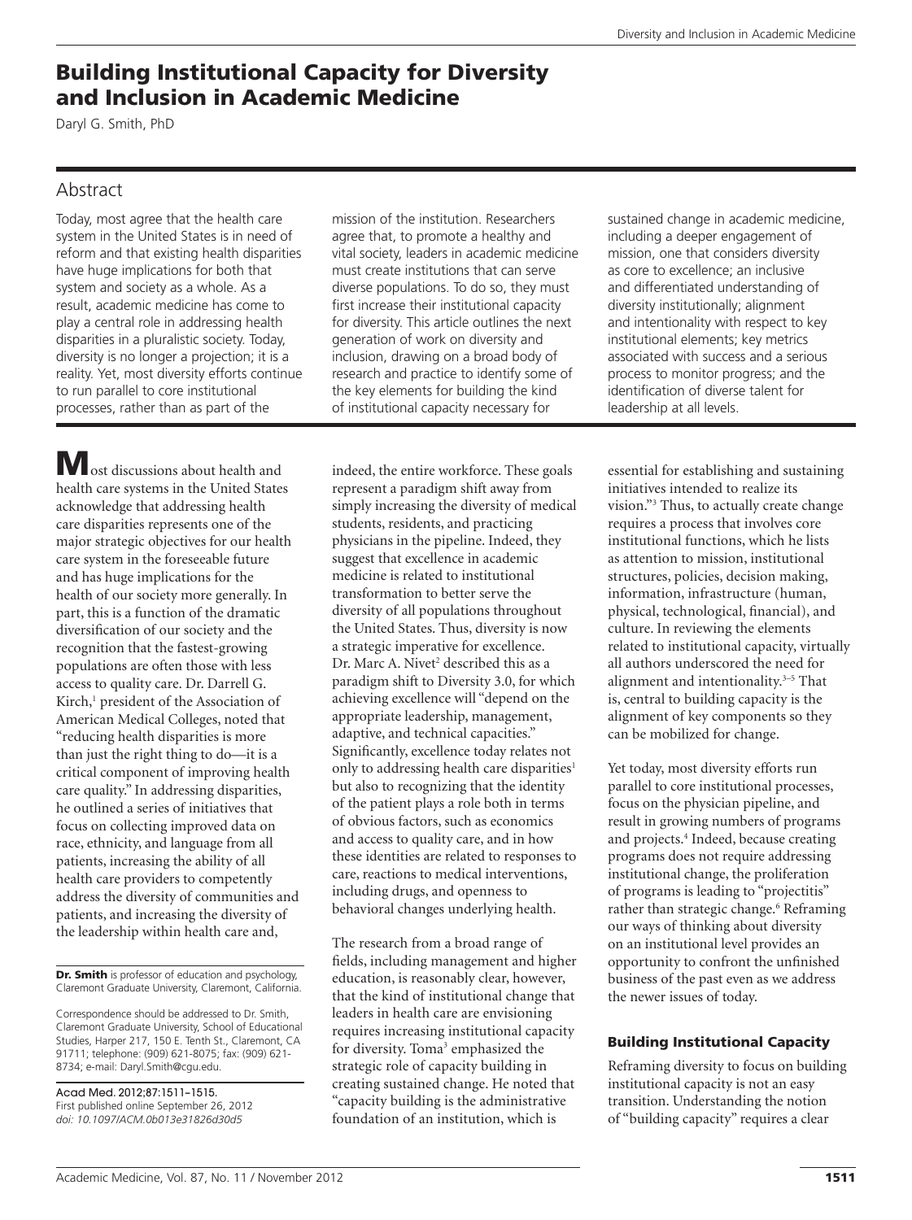# Building Institutional Capacity for Diversity and Inclusion in Academic Medicine

Daryl G. Smith, PhD

## Abstract

Today, most agree that the health care system in the United States is in need of reform and that existing health disparities have huge implications for both that system and society as a whole. As a result, academic medicine has come to play a central role in addressing health disparities in a pluralistic society. Today, diversity is no longer a projection; it is a reality. Yet, most diversity efforts continue to run parallel to core institutional processes, rather than as part of the mission of the institution. Researchers agree that, to promote a healthy and vital society, leaders in academic medicine must create institutions that can serve diverse populations. To do so, they must first increase their institutional capacity for diversity. This article outlines the next generation of work on diversity and inclusion, drawing on a broad body of research and practice to identify some of the key elements for building the kind of institutional capacity necessary for sustained change in academic medicine, including a deeper engagement of mission, one that considers diversity as core to excellence; an inclusive and differentiated understanding of diversity institutionally; alignment and intentionality with respect to key institutional elements; key metrics associated with success and a serious process to monitor progress; and the identification of diverse talent for leadership at all levels.

Most discussions about health and health care systems in the United States acknowledge that addressing health care disparities represents one of the major strategic objectives for our health care system in the foreseeable future and has huge implications for the health of our society more generally. In part, this is a function of the dramatic diversification of our society and the recognition that the fastest-growing populations are often those with less access to quality care. Dr. Darrell G. Kirch,[1] president of the Association of American Medical Colleges, noted that "reducing health disparities is more than just the right thing to do—it is a critical component of improving health care quality." In addressing disparities, he outlined a series of initiatives that focus on collecting improved data on race, ethnicity, and language from all patients, increasing the ability of all health care providers to competently address the diversity of communities and patients, and increasing the diversity of the leadership within health care and, indeed, the entire workforce. These goals represent a paradigm shift away from simply increasing the diversity of medical students, residents, and practicing physicians in the pipeline. Indeed, they suggest that excellence in academic medicine is related to institutional transformation to better serve the diversity of all populations throughout the United States. Thus, diversity is now a strategic imperative for excellence. Dr. Marc A. Nivet[2] described this as a paradigm shift to Diversity 3.0, for which achieving excellence will "depend on the appropriate leadership, management, adaptive, and technical capacities." Significantly, excellence today relates not only to addressing health care disparities[1] but also to recognizing that the identity of the patient plays a role both in terms of obvious factors, such as economics and access to quality care, and in how these identities are related to responses to care, reactions to medical interventions, including drugs, and openness to behavioral changes underlying health.

The research from a broad range of fields, including management and higher education, is reasonably clear, however, that the kind of institutional change that leaders in health care are envisioning requires increasing institutional capacity for diversity. Toma[3] emphasized the strategic role of capacity building in creating sustained change. He noted that "capacity building is the administrative foundation of an institution, which is essential for establishing and sustaining initiatives intended to realize its vision."[3] Thus, to actually create change requires a process that involves core institutional functions, which he lists as attention to mission, institutional structures, policies, decision making, information, infrastructure (human, physical, technological, financial), and culture. In reviewing the elements related to institutional capacity, virtually all authors underscored the need for alignment and intentionality.[3–5] That is, central to building capacity is the alignment of key components so they can be mobilized for change.

Yet today, most diversity efforts run parallel to core institutional processes, focus on the physician pipeline, and result in growing numbers of programs and projects.[4] Indeed, because creating programs does not require addressing institutional change, the proliferation of programs is leading to "projectitis" rather than strategic change.[6] Reframing our ways of thinking about diversity on an institutional level provides an opportunity to confront the unfinished business of the past even as we address the newer issues of today.

## Building Institutional Capacity

Reframing diversity to focus on building institutional capacity is not an easy transition. Understanding the notion of "building capacity" requires a clear

**Dr. Smith** is professor of education and psychology, Claremont Graduate University, Claremont, California.

Correspondence should be addressed to Dr. Smith, Claremont Graduate University, School of Educational Studies, Harper 217, 150 E. Tenth St., Claremont, CA 91711; telephone: (909) 621-8075; fax: (909) 621-8734; e-mail: Daryl.Smith@cgu.edu.

Acad Med. 2012;87:1511–1515.
First published online September 26, 2012
*doi: 10.1097/ACM.0b013e31826d30d5*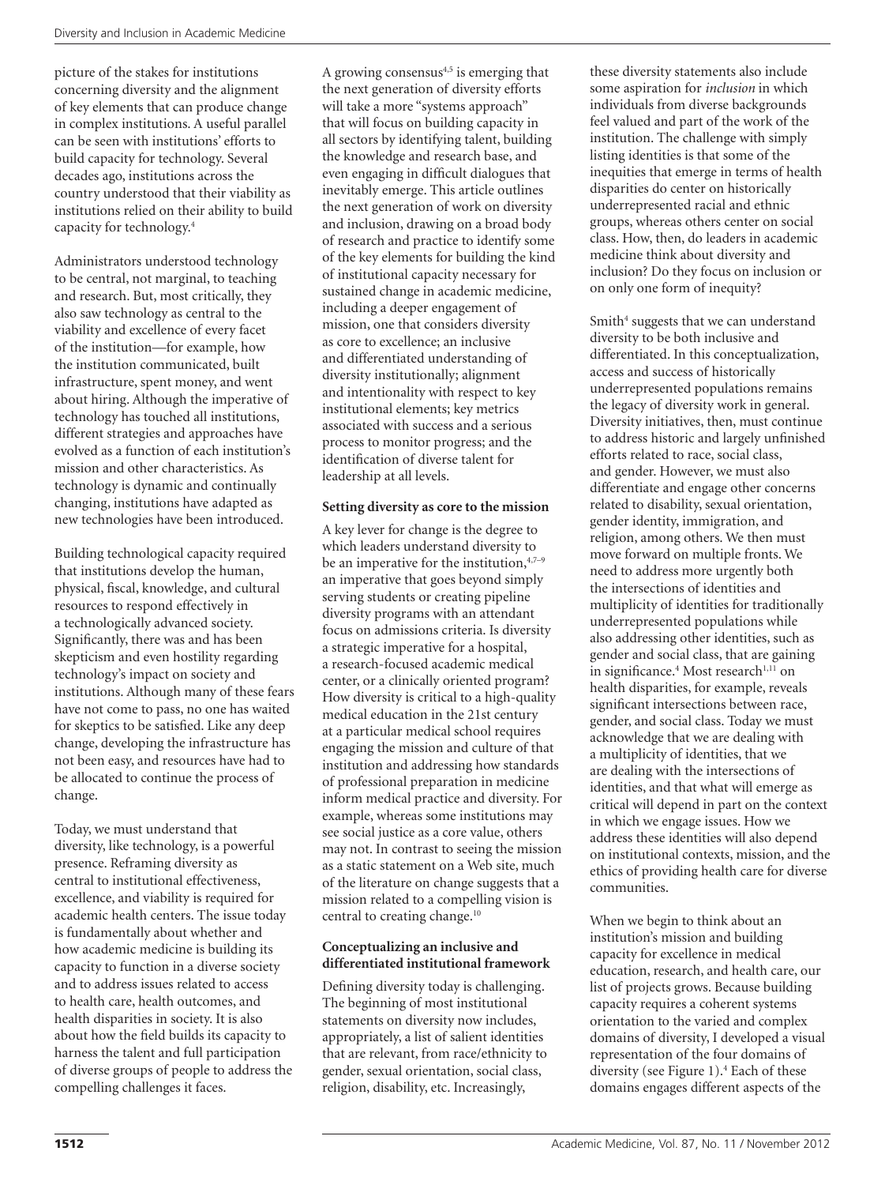picture of the stakes for institutions concerning diversity and the alignment of key elements that can produce change in complex institutions. A useful parallel can be seen with institutions' efforts to build capacity for technology. Several decades ago, institutions across the country understood that their viability as institutions relied on their ability to build capacity for technology.[4]

Administrators understood technology to be central, not marginal, to teaching and research. But, most critically, they also saw technology as central to the viability and excellence of every facet of the institution—for example, how the institution communicated, built infrastructure, spent money, and went about hiring. Although the imperative of technology has touched all institutions, different strategies and approaches have evolved as a function of each institution's mission and other characteristics. As technology is dynamic and continually changing, institutions have adapted as new technologies have been introduced.

Building technological capacity required that institutions develop the human, physical, fiscal, knowledge, and cultural resources to respond effectively in a technologically advanced society. Significantly, there was and has been skepticism and even hostility regarding technology's impact on society and institutions. Although many of these fears have not come to pass, no one has waited for skeptics to be satisfied. Like any deep change, developing the infrastructure has not been easy, and resources have had to be allocated to continue the process of change.

Today, we must understand that diversity, like technology, is a powerful presence. Reframing diversity as central to institutional effectiveness, excellence, and viability is required for academic health centers. The issue today is fundamentally about whether and how academic medicine is building its capacity to function in a diverse society and to address issues related to access to health care, health outcomes, and health disparities in society. It is also about how the field builds its capacity to harness the talent and full participation of diverse groups of people to address the compelling challenges it faces.

A growing consensus[4,5] is emerging that the next generation of diversity efforts will take a more "systems approach" that will focus on building capacity in all sectors by identifying talent, building the knowledge and research base, and even engaging in difficult dialogues that inevitably emerge. This article outlines the next generation of work on diversity and inclusion, drawing on a broad body of research and practice to identify some of the key elements for building the kind of institutional capacity necessary for sustained change in academic medicine, including a deeper engagement of mission, one that considers diversity as core to excellence; an inclusive and differentiated understanding of diversity institutionally; alignment and intentionality with respect to key institutional elements; key metrics associated with success and a serious process to monitor progress; and the identification of diverse talent for leadership at all levels.

### Setting diversity as core to the mission

A key lever for change is the degree to which leaders understand diversity to be an imperative for the institution,[4,7–9] an imperative that goes beyond simply serving students or creating pipeline diversity programs with an attendant focus on admissions criteria. Is diversity a strategic imperative for a hospital, a research-focused academic medical center, or a clinically oriented program? How diversity is critical to a high-quality medical education in the 21st century at a particular medical school requires engaging the mission and culture of that institution and addressing how standards of professional preparation in medicine inform medical practice and diversity. For example, whereas some institutions may see social justice as a core value, others may not. In contrast to seeing the mission as a static statement on a Web site, much of the literature on change suggests that a mission related to a compelling vision is central to creating change.[10]

### Conceptualizing an inclusive and differentiated institutional framework

Defining diversity today is challenging. The beginning of most institutional statements on diversity now includes, appropriately, a list of salient identities that are relevant, from race/ethnicity to gender, sexual orientation, social class, religion, disability, etc. Increasingly, these diversity statements also include some aspiration for *inclusion* in which individuals from diverse backgrounds feel valued and part of the work of the institution. The challenge with simply listing identities is that some of the inequities that emerge in terms of health disparities do center on historically underrepresented racial and ethnic groups, whereas others center on social class. How, then, do leaders in academic medicine think about diversity and inclusion? Do they focus on inclusion or on only one form of inequity?

Smith[4] suggests that we can understand diversity to be both inclusive and differentiated. In this conceptualization, access and success of historically underrepresented populations remains the legacy of diversity work in general. Diversity initiatives, then, must continue to address historic and largely unfinished efforts related to race, social class, and gender. However, we must also differentiate and engage other concerns related to disability, sexual orientation, gender identity, immigration, and religion, among others. We then must move forward on multiple fronts. We need to address more urgently both the intersections of identities and multiplicity of identities for traditionally underrepresented populations while also addressing other identities, such as gender and social class, that are gaining in significance.[4] Most research[1,11] on health disparities, for example, reveals significant intersections between race, gender, and social class. Today we must acknowledge that we are dealing with a multiplicity of identities, that we are dealing with the intersections of identities, and that what will emerge as critical will depend in part on the context in which we engage issues. How we address these identities will also depend on institutional contexts, mission, and the ethics of providing health care for diverse communities.

When we begin to think about an institution's mission and building capacity for excellence in medical education, research, and health care, our list of projects grows. Because building capacity requires a coherent systems orientation to the varied and complex domains of diversity, I developed a visual representation of the four domains of diversity (see Figure 1).[4] Each of these domains engages different aspects of the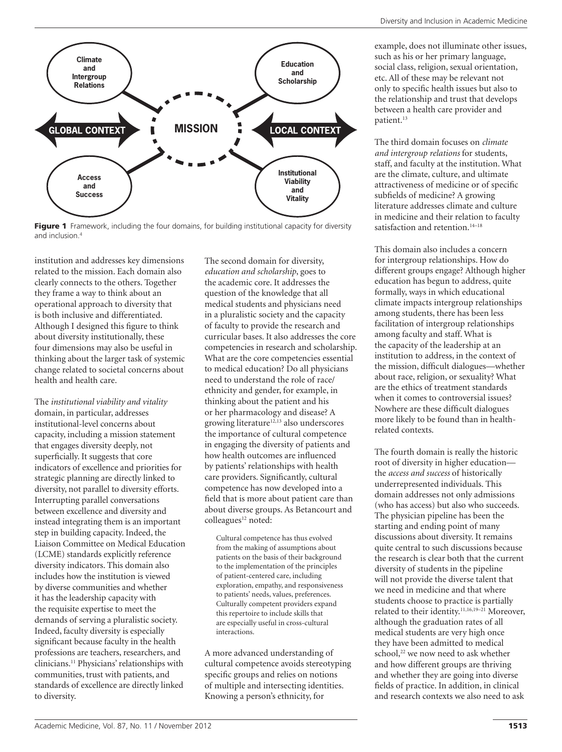Climate and Intergroup Relations

Education and Scholarship

GLOBAL CONTEXT

MISSION

LOCAL CONTEXT

Access and Success

Institutional Viability and Vitality

**Figure 1** Framework, including the four domains, for building institutional capacity for diversity and inclusion.[4]

institution and addresses key dimensions related to the mission. Each domain also clearly connects to the others. Together they frame a way to think about an operational approach to diversity that is both inclusive and differentiated. Although I designed this figure to think about diversity institutionally, these four dimensions may also be useful in thinking about the larger task of systemic change related to societal concerns about health and health care.

The *institutional viability and vitality* domain, in particular, addresses institutional-level concerns about capacity, including a mission statement that engages diversity deeply, not superficially. It suggests that core indicators of excellence and priorities for strategic planning are directly linked to diversity, not parallel to diversity efforts. Interrupting parallel conversations between excellence and diversity and instead integrating them is an important step in building capacity. Indeed, the Liaison Committee on Medical Education (LCME) standards explicitly reference diversity indicators. This domain also includes how the institution is viewed by diverse communities and whether it has the leadership capacity with the requisite expertise to meet the demands of serving a pluralistic society. Indeed, faculty diversity is especially significant because faculty in the health professions are teachers, researchers, and clinicians.[11] Physicians' relationships with communities, trust with patients, and standards of excellence are directly linked to diversity.

The second domain for diversity, *education and scholarship*, goes to the academic core. It addresses the question of the knowledge that all medical students and physicians need in a pluralistic society and the capacity of faculty to provide the research and curricular bases. It also addresses the core competencies in research and scholarship. What are the core competencies essential to medical education? Do all physicians need to understand the role of race/ethnicity and gender, for example, in thinking about the patient and his or her pharmacology and disease? A growing literature[12,13] also underscores the importance of cultural competence in engaging the diversity of patients and how health outcomes are influenced by patients' relationships with health care providers. Significantly, cultural competence has now developed into a field that is more about patient care than about diverse groups. As Betancourt and colleagues[12] noted:

> Cultural competence has thus evolved from the making of assumptions about patients on the basis of their background to the implementation of the principles of patient-centered care, including exploration, empathy, and responsiveness to patients' needs, values, preferences. Culturally competent providers expand this repertoire to include skills that are especially useful in cross-cultural interactions.

A more advanced understanding of cultural competence avoids stereotyping specific groups and relies on notions of multiple and intersecting identities. Knowing a person's ethnicity, for example, does not illuminate other issues, such as his or her primary language, social class, religion, sexual orientation, etc. All of these may be relevant not only to specific health issues but also to the relationship and trust that develops between a health care provider and patient.[13]

The third domain focuses on *climate and intergroup relations* for students, staff, and faculty at the institution. What are the climate, culture, and ultimate attractiveness of medicine or of specific subfields of medicine? A growing literature addresses climate and culture in medicine and their relation to faculty satisfaction and retention.[14–18]

This domain also includes a concern for intergroup relationships. How do different groups engage? Although higher education has begun to address, quite formally, ways in which educational climate impacts intergroup relationships among students, there has been less facilitation of intergroup relationships among faculty and staff. What is the capacity of the leadership at an institution to address, in the context of the mission, difficult dialogues—whether about race, religion, or sexuality? What are the ethics of treatment standards when it comes to controversial issues? Nowhere are these difficult dialogues more likely to be found than in health-related contexts.

The fourth domain is really the historic root of diversity in higher education—the *access and success* of historically underrepresented individuals. This domain addresses not only admissions (who has access) but also who succeeds. The physician pipeline has been the starting and ending point of many discussions about diversity. It remains quite central to such discussions because the research is clear both that the current diversity of students in the pipeline will not provide the diverse talent that we need in medicine and that where students choose to practice is partially related to their identity.[11,16,19–21] Moreover, although the graduation rates of all medical students are very high once they have been admitted to medical school,[22] we now need to ask whether and how different groups are thriving and whether they are going into diverse fields of practice. In addition, in clinical and research contexts we also need to ask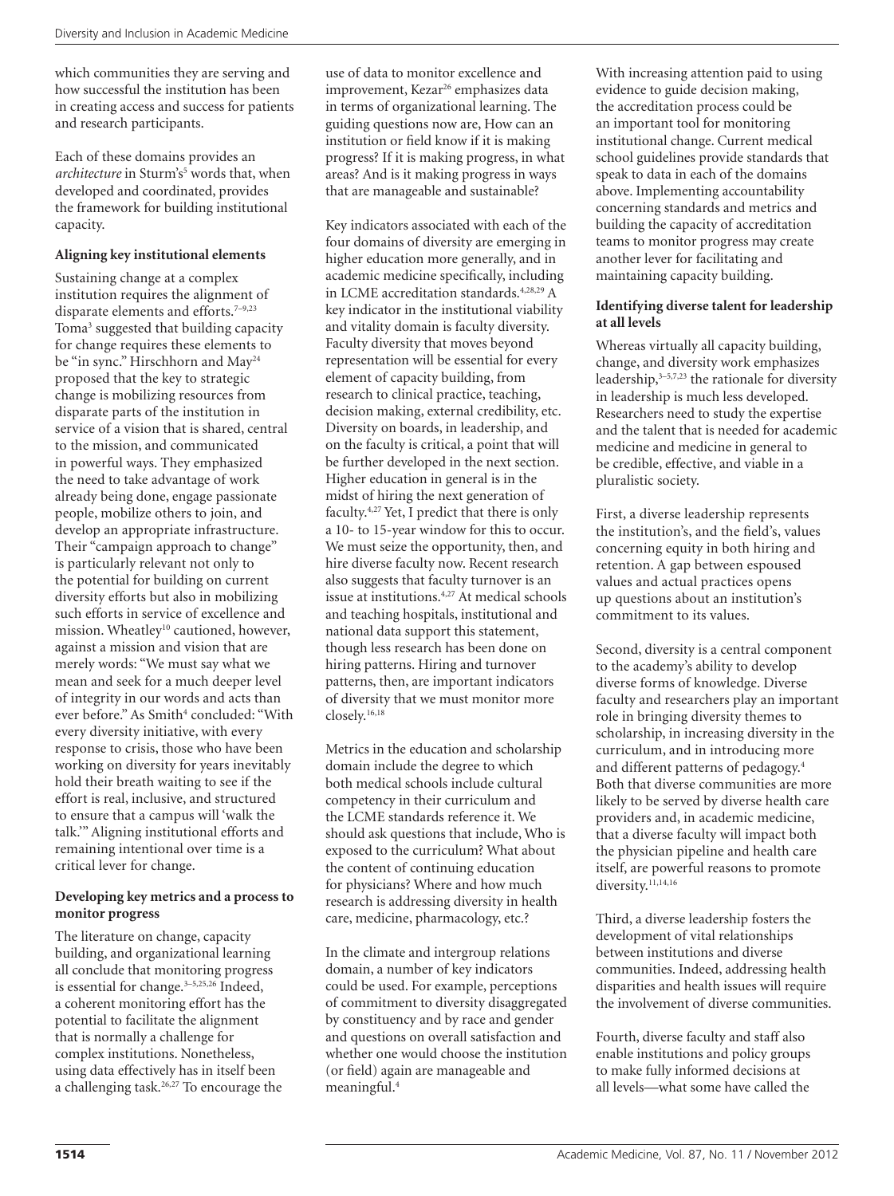which communities they are serving and how successful the institution has been in creating access and success for patients and research participants.

Each of these domains provides an *architecture* in Sturm's[5] words that, when developed and coordinated, provides the framework for building institutional capacity.

### Aligning key institutional elements

Sustaining change at a complex institution requires the alignment of disparate elements and efforts.[7–9,23] Toma[3] suggested that building capacity for change requires these elements to be "in sync." Hirschhorn and May[24] proposed that the key to strategic change is mobilizing resources from disparate parts of the institution in service of a vision that is shared, central to the mission, and communicated in powerful ways. They emphasized the need to take advantage of work already being done, engage passionate people, mobilize others to join, and develop an appropriate infrastructure. Their "campaign approach to change" is particularly relevant not only to the potential for building on current diversity efforts but also in mobilizing such efforts in service of excellence and mission. Wheatley[10] cautioned, however, against a mission and vision that are merely words: "We must say what we mean and seek for a much deeper level of integrity in our words and acts than ever before." As Smith[4] concluded: "With every diversity initiative, with every response to crisis, those who have been working on diversity for years inevitably hold their breath waiting to see if the effort is real, inclusive, and structured to ensure that a campus will 'walk the talk.'" Aligning institutional efforts and remaining intentional over time is a critical lever for change.

### Developing key metrics and a process to monitor progress

The literature on change, capacity building, and organizational learning all conclude that monitoring progress is essential for change.[3–5,25,26] Indeed, a coherent monitoring effort has the potential to facilitate the alignment that is normally a challenge for complex institutions. Nonetheless, using data effectively has in itself been a challenging task.[26,27] To encourage the use of data to monitor excellence and improvement, Kezar[26] emphasizes data in terms of organizational learning. The guiding questions now are, How can an institution or field know if it is making progress? If it is making progress, in what areas? And is it making progress in ways that are manageable and sustainable?

Key indicators associated with each of the four domains of diversity are emerging in higher education more generally, and in academic medicine specifically, including in LCME accreditation standards.[4,28,29] A key indicator in the institutional viability and vitality domain is faculty diversity. Faculty diversity that moves beyond representation will be essential for every element of capacity building, from research to clinical practice, teaching, decision making, external credibility, etc. Diversity on boards, in leadership, and on the faculty is critical, a point that will be further developed in the next section. Higher education in general is in the midst of hiring the next generation of faculty.[4,27] Yet, I predict that there is only a 10- to 15-year window for this to occur. We must seize the opportunity, then, and hire diverse faculty now. Recent research also suggests that faculty turnover is an issue at institutions.[4,27] At medical schools and teaching hospitals, institutional and national data support this statement, though less research has been done on hiring patterns. Hiring and turnover patterns, then, are important indicators of diversity that we must monitor more closely.[16,18]

Metrics in the education and scholarship domain include the degree to which both medical schools include cultural competency in their curriculum and the LCME standards reference it. We should ask questions that include, Who is exposed to the curriculum? What about the content of continuing education for physicians? Where and how much research is addressing diversity in health care, medicine, pharmacology, etc.?

In the climate and intergroup relations domain, a number of key indicators could be used. For example, perceptions of commitment to diversity disaggregated by constituency and by race and gender and questions on overall satisfaction and whether one would choose the institution (or field) again are manageable and meaningful.[4]

With increasing attention paid to using evidence to guide decision making, the accreditation process could be an important tool for monitoring institutional change. Current medical school guidelines provide standards that speak to data in each of the domains above. Implementing accountability concerning standards and metrics and building the capacity of accreditation teams to monitor progress may create another lever for facilitating and maintaining capacity building.

### Identifying diverse talent for leadership at all levels

Whereas virtually all capacity building, change, and diversity work emphasizes leadership,[3–5,7,23] the rationale for diversity in leadership is much less developed. Researchers need to study the expertise and the talent that is needed for academic medicine and medicine in general to be credible, effective, and viable in a pluralistic society.

First, a diverse leadership represents the institution's, and the field's, values concerning equity in both hiring and retention. A gap between espoused values and actual practices opens up questions about an institution's commitment to its values.

Second, diversity is a central component to the academy's ability to develop diverse forms of knowledge. Diverse faculty and researchers play an important role in bringing diversity themes to scholarship, in increasing diversity in the curriculum, and in introducing more and different patterns of pedagogy.[4] Both that diverse communities are more likely to be served by diverse health care providers and, in academic medicine, that a diverse faculty will impact both the physician pipeline and health care itself, are powerful reasons to promote diversity.[11,14,16]

Third, a diverse leadership fosters the development of vital relationships between institutions and diverse communities. Indeed, addressing health disparities and health issues will require the involvement of diverse communities.

Fourth, diverse faculty and staff also enable institutions and policy groups to make fully informed decisions at all levels—what some have called the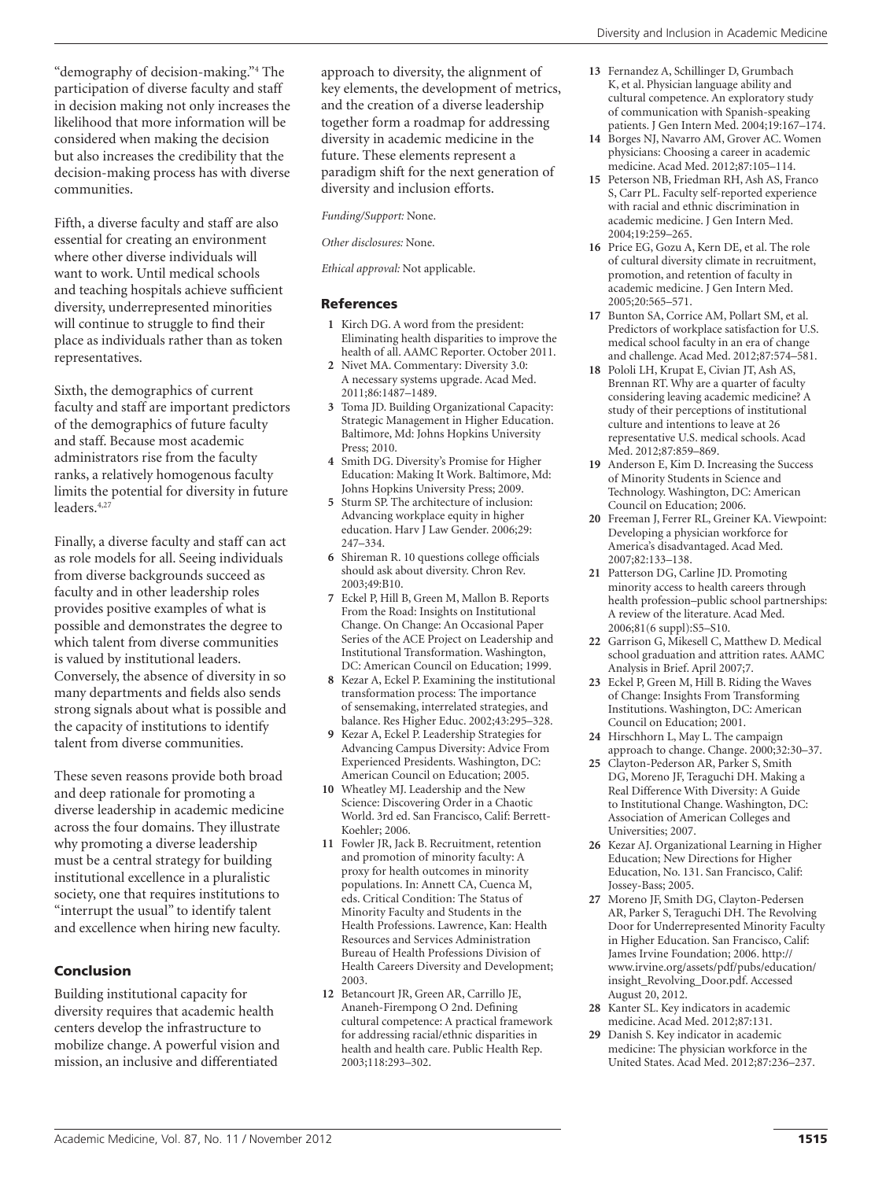"demography of decision-making."[4] The participation of diverse faculty and staff in decision making not only increases the likelihood that more information will be considered when making the decision but also increases the credibility that the decision-making process has with diverse communities.

Fifth, a diverse faculty and staff are also essential for creating an environment where other diverse individuals will want to work. Until medical schools and teaching hospitals achieve sufficient diversity, underrepresented minorities will continue to struggle to find their place as individuals rather than as token representatives.

Sixth, the demographics of current faculty and staff are important predictors of the demographics of future faculty and staff. Because most academic administrators rise from the faculty ranks, a relatively homogenous faculty limits the potential for diversity in future leaders.[4,27]

Finally, a diverse faculty and staff can act as role models for all. Seeing individuals from diverse backgrounds succeed as faculty and in other leadership roles provides positive examples of what is possible and demonstrates the degree to which talent from diverse communities is valued by institutional leaders. Conversely, the absence of diversity in so many departments and fields also sends strong signals about what is possible and the capacity of institutions to identify talent from diverse communities.

These seven reasons provide both broad and deep rationale for promoting a diverse leadership in academic medicine across the four domains. They illustrate why promoting a diverse leadership must be a central strategy for building institutional excellence in a pluralistic society, one that requires institutions to "interrupt the usual" to identify talent and excellence when hiring new faculty.

## Conclusion

Building institutional capacity for diversity requires that academic health centers develop the infrastructure to mobilize change. A powerful vision and mission, an inclusive and differentiated approach to diversity, the alignment of key elements, the development of metrics, and the creation of a diverse leadership together form a roadmap for addressing diversity in academic medicine in the future. These elements represent a paradigm shift for the next generation of diversity and inclusion efforts.

*Funding/Support:* None.

*Other disclosures:* None.

*Ethical approval:* Not applicable.

## References

1. Kirch DG. A word from the president: Eliminating health disparities to improve the health of all. AAMC Reporter. October 2011.
2. Nivet MA. Commentary: Diversity 3.0: A necessary systems upgrade. Acad Med. 2011;86:1487–1489.
3. Toma JD. Building Organizational Capacity: Strategic Management in Higher Education. Baltimore, Md: Johns Hopkins University Press; 2010.
4. Smith DG. Diversity's Promise for Higher Education: Making It Work. Baltimore, Md: Johns Hopkins University Press; 2009.
5. Sturm SP. The architecture of inclusion: Advancing workplace equity in higher education. Harv J Law Gender. 2006;29: 247–334.
6. Shireman R. 10 questions college officials should ask about diversity. Chron Rev. 2003;49:B10.
7. Eckel P, Hill B, Green M, Mallon B. Reports From the Road: Insights on Institutional Change. On Change: An Occasional Paper Series of the ACE Project on Leadership and Institutional Transformation. Washington, DC: American Council on Education; 1999.
8. Kezar A, Eckel P. Examining the institutional transformation process: The importance of sensemaking, interrelated strategies, and balance. Res Higher Educ. 2002;43:295–328.
9. Kezar A, Eckel P. Leadership Strategies for Advancing Campus Diversity: Advice From Experienced Presidents. Washington, DC: American Council on Education; 2005.
10. Wheatley MJ. Leadership and the New Science: Discovering Order in a Chaotic World. 3rd ed. San Francisco, Calif: Berrett-Koehler; 2006.
11. Fowler JR, Jack B. Recruitment, retention and promotion of minority faculty: A proxy for health outcomes in minority populations. In: Annett CA, Cuenca M, eds. Critical Condition: The Status of Minority Faculty and Students in the Health Professions. Lawrence, Kan: Health Resources and Services Administration Bureau of Health Professions Division of Health Careers Diversity and Development; 2003.
12. Betancourt JR, Green AR, Carrillo JE, Ananeh-Firempong O 2nd. Defining cultural competence: A practical framework for addressing racial/ethnic disparities in health and health care. Public Health Rep. 2003;118:293–302.
13. Fernandez A, Schillinger D, Grumbach K, et al. Physician language ability and cultural competence. An exploratory study of communication with Spanish-speaking patients. J Gen Intern Med. 2004;19:167–174.
14. Borges NJ, Navarro AM, Grover AC. Women physicians: Choosing a career in academic medicine. Acad Med. 2012;87:105–114.
15. Peterson NB, Friedman RH, Ash AS, Franco S, Carr PL. Faculty self-reported experience with racial and ethnic discrimination in academic medicine. J Gen Intern Med. 2004;19:259–265.
16. Price EG, Gozu A, Kern DE, et al. The role of cultural diversity climate in recruitment, promotion, and retention of faculty in academic medicine. J Gen Intern Med. 2005;20:565–571.
17. Bunton SA, Corrice AM, Pollart SM, et al. Predictors of workplace satisfaction for U.S. medical school faculty in an era of change and challenge. Acad Med. 2012;87:574–581.
18. Pololi LH, Krupat E, Civian JT, Ash AS, Brennan RT. Why are a quarter of faculty considering leaving academic medicine? A study of their perceptions of institutional culture and intentions to leave at 26 representative U.S. medical schools. Acad Med. 2012;87:859–869.
19. Anderson E, Kim D. Increasing the Success of Minority Students in Science and Technology. Washington, DC: American Council on Education; 2006.
20. Freeman J, Ferrer RL, Greiner KA. Viewpoint: Developing a physician workforce for America's disadvantaged. Acad Med. 2007;82:133–138.
21. Patterson DG, Carline JD. Promoting minority access to health careers through health profession–public school partnerships: A review of the literature. Acad Med. 2006;81(6 suppl):S5–S10.
22. Garrison G, Mikesell C, Matthew D. Medical school graduation and attrition rates. AAMC Analysis in Brief. April 2007;7.
23. Eckel P, Green M, Hill B. Riding the Waves of Change: Insights From Transforming Institutions. Washington, DC: American Council on Education; 2001.
24. Hirschhorn L, May L. The campaign approach to change. Change. 2000;32:30–37.
25. Clayton-Pederson AR, Parker S, Smith DG, Moreno JF, Teraguchi DH. Making a Real Difference With Diversity: A Guide to Institutional Change. Washington, DC: Association of American Colleges and Universities; 2007.
26. Kezar AJ. Organizational Learning in Higher Education; New Directions for Higher Education, No. 131. San Francisco, Calif: Jossey-Bass; 2005.
27. Moreno JF, Smith DG, Clayton-Pedersen AR, Parker S, Teraguchi DH. The Revolving Door for Underrepresented Minority Faculty in Higher Education. San Francisco, Calif: James Irvine Foundation; 2006. http://www.irvine.org/assets/pdf/pubs/education/insight_Revolving_Door.pdf. Accessed August 20, 2012.
28. Kanter SL. Key indicators in academic medicine. Acad Med. 2012;87:131.
29. Danish S. Key indicator in academic medicine: The physician workforce in the United States. Acad Med. 2012;87:236–237.